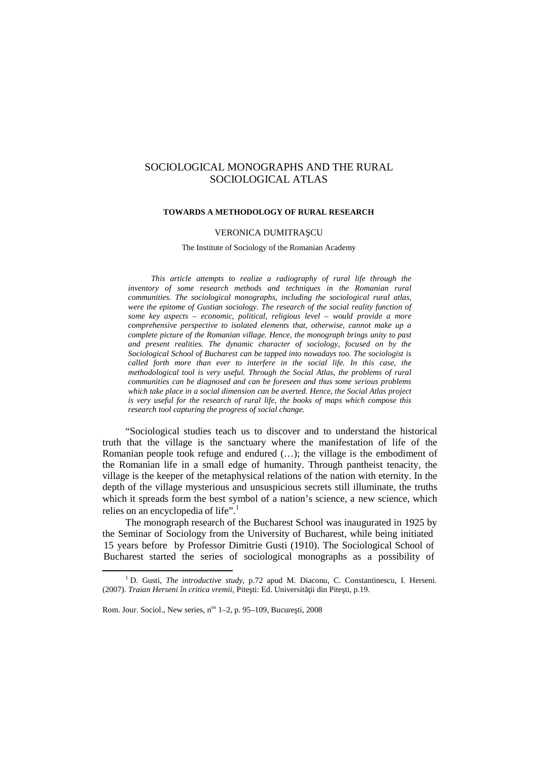# SOCIOLOGICAL MONOGRAPHS AND THE RURAL SOCIOLOGICAL ATLAS

## TOWARDS A METHODOLOGY OF RURAL RESEARCH

VERONICA DUMITRAŞCU

The Institute of Sociology of the Romanian Academy

*This article attempts to realize a radiography of rural life through the inventory of some research methods and techniques in the Romanian rural communities. The sociological monographs, including the sociological rural atlas, were the epitome of Gustian sociology. The research of the social reality function of some key aspects – economic, political, religious level – would provide a more comprehensive perspective to isolated elements that, otherwise, cannot make up a complete picture of the Romanian village. Hence, the monograph brings unity to past and present realities. The dynamic character of sociology, focused on by the Sociological School of Bucharest can be tapped into nowadays too. The sociologist is called forth more than ever to interfere in the social life. In this case, the methodological tool is very useful. Through the Social Atlas, the problems of rural communities can be diagnosed and can be foreseen and thus some serious problems which take place in a social dimension can be averted. Hence, the Social Atlas project is very useful for the research of rural life, the books of maps which compose this research tool capturing the progress of social change.*

"Sociological studies teach us to discover and to understand the historical truth that the village is the sanctuary where the manifestation of life of the Romanian people took refuge and endured (…); the village is the embodiment of the Romanian life in a small edge of humanity. Through pantheist tenacity, the village is the keeper of the metaphysical relations of the nation with eternity. In the depth of the village mysterious and unsuspicious secrets still illuminate, the truths which it spreads form the best symbol of a nation's science, a new science, which relies on an encyclopedia of life".[1]

The monograph research of the Bucharest School was inaugurated in 1925 by the Seminar of Sociology from the University of Bucharest, while being initiated 15 years before by Professor Dimitrie Gusti (1910). The Sociological School of Bucharest started the series of sociological monographs as a possibility of

---

[1] D. Gusti, *The introductive study*, p.72 apud M. Diaconu, C. Constantinescu, I. Herseni. (2007). *Traian Herseni în critica vremii*, Piteşti: Ed. Universităţii din Piteşti, p.19.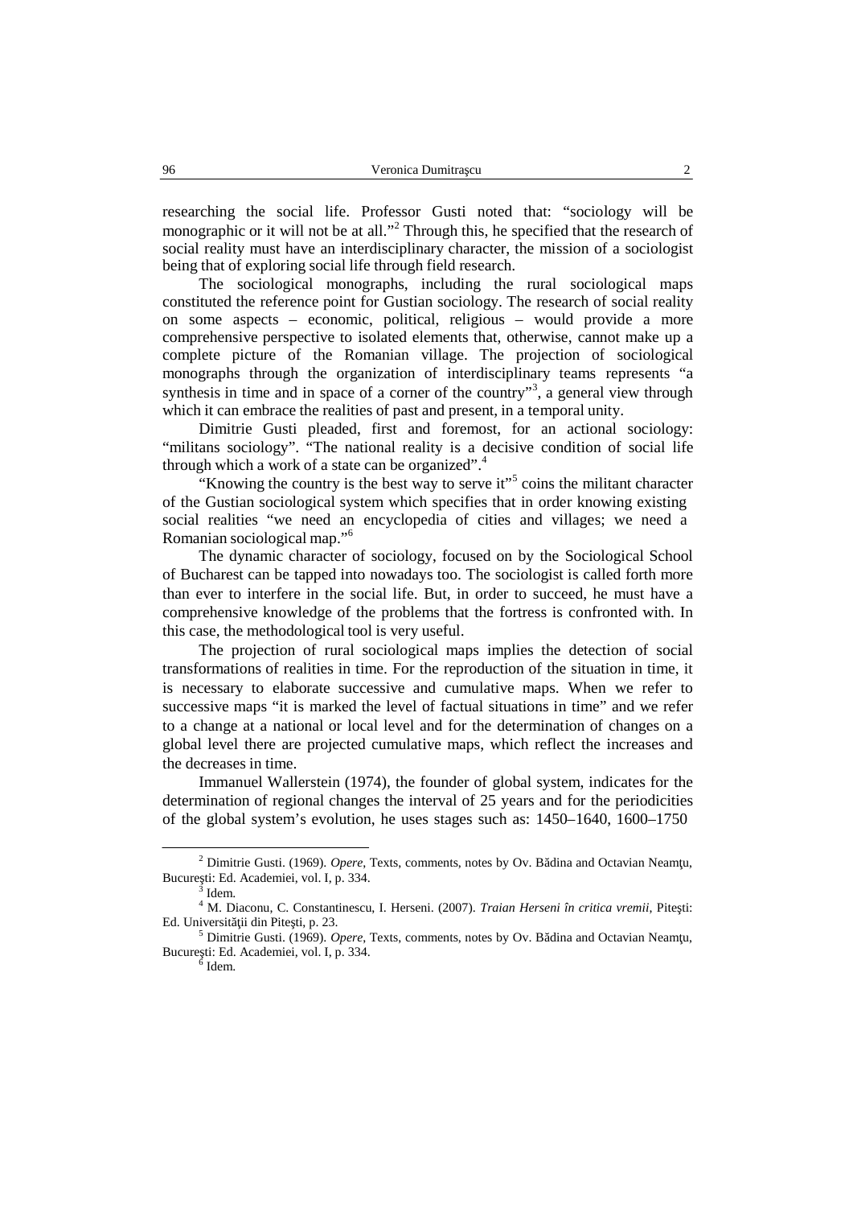researching the social life. Professor Gusti noted that: "sociology will be monographic or it will not be at all."[2] Through this, he specified that the research of social reality must have an interdisciplinary character, the mission of a sociologist being that of exploring social life through field research.

The sociological monographs, including the rural sociological maps constituted the reference point for Gustian sociology. The research of social reality on some aspects – economic, political, religious – would provide a more comprehensive perspective to isolated elements that, otherwise, cannot make up a complete picture of the Romanian village. The projection of sociological monographs through the organization of interdisciplinary teams represents "a synthesis in time and in space of a corner of the country"[3], a general view through which it can embrace the realities of past and present, in a temporal unity.

Dimitrie Gusti pleaded, first and foremost, for an actional sociology: "militans sociology". "The national reality is a decisive condition of social life through which a work of a state can be organized".[4]

"Knowing the country is the best way to serve it"[5] coins the militant character of the Gustian sociological system which specifies that in order knowing existing social realities "we need an encyclopedia of cities and villages; we need a Romanian sociological map."[6]

The dynamic character of sociology, focused on by the Sociological School of Bucharest can be tapped into nowadays too. The sociologist is called forth more than ever to interfere in the social life. But, in order to succeed, he must have a comprehensive knowledge of the problems that the fortress is confronted with. In this case, the methodological tool is very useful.

The projection of rural sociological maps implies the detection of social transformations of realities in time. For the reproduction of the situation in time, it is necessary to elaborate successive and cumulative maps. When we refer to successive maps "it is marked the level of factual situations in time" and we refer to a change at a national or local level and for the determination of changes on a global level there are projected cumulative maps, which reflect the increases and the decreases in time.

Immanuel Wallerstein (1974), the founder of global system, indicates for the determination of regional changes the interval of 25 years and for the periodicities of the global system's evolution, he uses stages such as: 1450–1640, 1600–1750

---

[2] Dimitrie Gusti. (1969). *Opere*, Texts, comments, notes by Ov. Bădina and Octavian Neamţu, Bucureşti: Ed. Academiei, vol. I, p. 334.

[3] Idem.

[4] M. Diaconu, C. Constantinescu, I. Herseni. (2007). *Traian Herseni în critica vremii*, Piteşti: Ed. Universităţii din Piteşti, p. 23.

[5] Dimitrie Gusti. (1969). *Opere*, Texts, comments, notes by Ov. Bădina and Octavian Neamţu, Bucureşti: Ed. Academiei, vol. I, p. 334.

[6] Idem.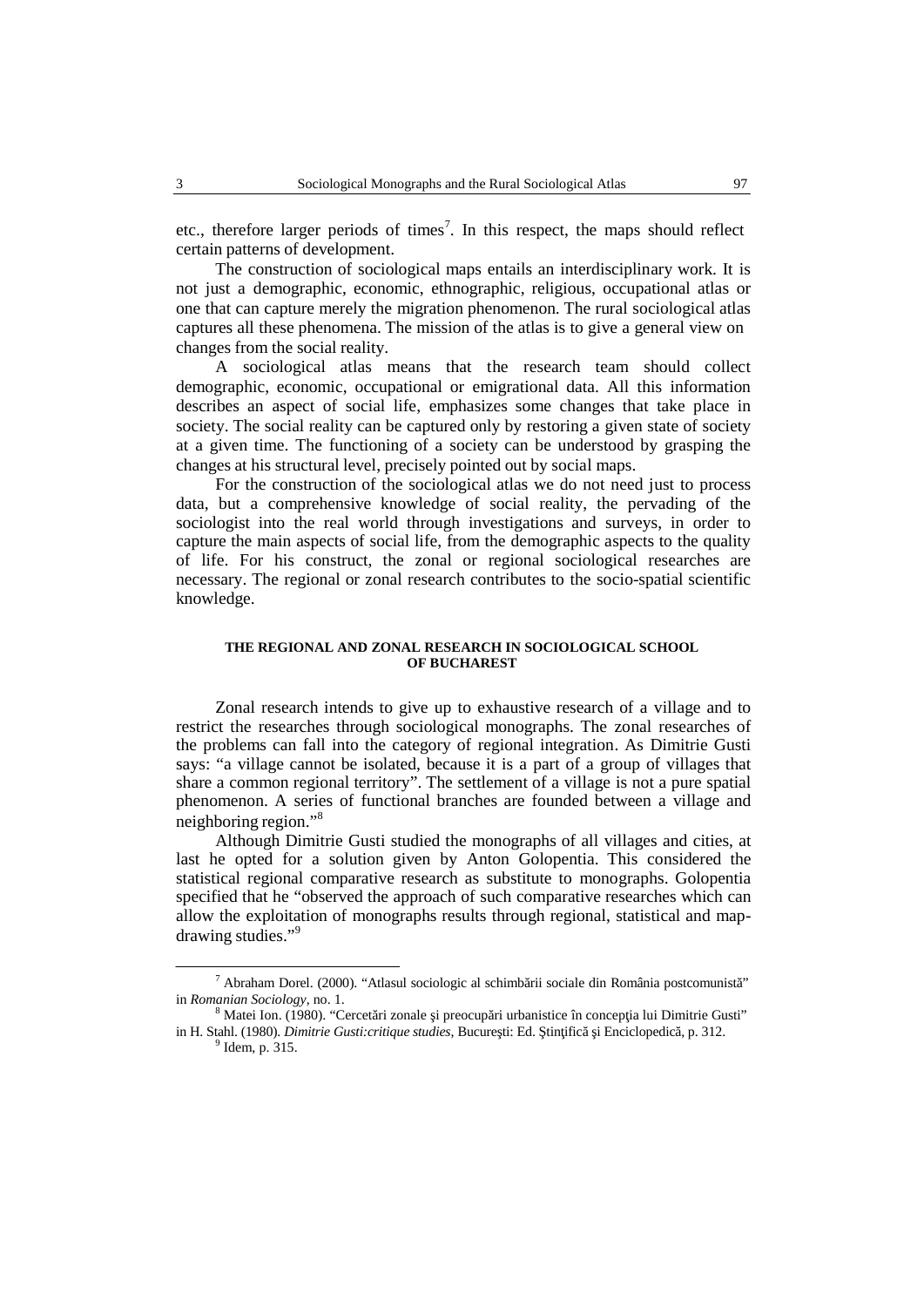etc., therefore larger periods of times[7]. In this respect, the maps should reflect certain patterns of development.

The construction of sociological maps entails an interdisciplinary work. It is not just a demographic, economic, ethnographic, religious, occupational atlas or one that can capture merely the migration phenomenon. The rural sociological atlas captures all these phenomena. The mission of the atlas is to give a general view on changes from the social reality.

A sociological atlas means that the research team should collect demographic, economic, occupational or emigrational data. All this information describes an aspect of social life, emphasizes some changes that take place in society. The social reality can be captured only by restoring a given state of society at a given time. The functioning of a society can be understood by grasping the changes at his structural level, precisely pointed out by social maps.

For the construction of the sociological atlas we do not need just to process data, but a comprehensive knowledge of social reality, the pervading of the sociologist into the real world through investigations and surveys, in order to capture the main aspects of social life, from the demographic aspects to the quality of life. For his construct, the zonal or regional sociological researches are necessary. The regional or zonal research contributes to the socio-spatial scientific knowledge.

## THE REGIONAL AND ZONAL RESEARCH IN SOCIOLOGICAL SCHOOL OF BUCHAREST

Zonal research intends to give up to exhaustive research of a village and to restrict the researches through sociological monographs. The zonal researches of the problems can fall into the category of regional integration. As Dimitrie Gusti says: "a village cannot be isolated, because it is a part of a group of villages that share a common regional territory". The settlement of a village is not a pure spatial phenomenon. A series of functional branches are founded between a village and neighboring region."[8]

Although Dimitrie Gusti studied the monographs of all villages and cities, at last he opted for a solution given by Anton Golopentia. This considered the statistical regional comparative research as substitute to monographs. Golopentia specified that he "observed the approach of such comparative researches which can allow the exploitation of monographs results through regional, statistical and map-drawing studies."[9]

---

[7] Abraham Dorel. (2000). "Atlasul sociologic al schimbării sociale din România postcomunistă" in *Romanian Sociology*, no. 1.

[8] Matei Ion. (1980). "Cercetări zonale şi preocupări urbanistice în concepţia lui Dimitrie Gusti" in H. Stahl. (1980). *Dimitrie Gusti:critique studies*, Bucureşti: Ed. Ştinţifică şi Enciclopedică, p. 312.

[9] Idem, p. 315.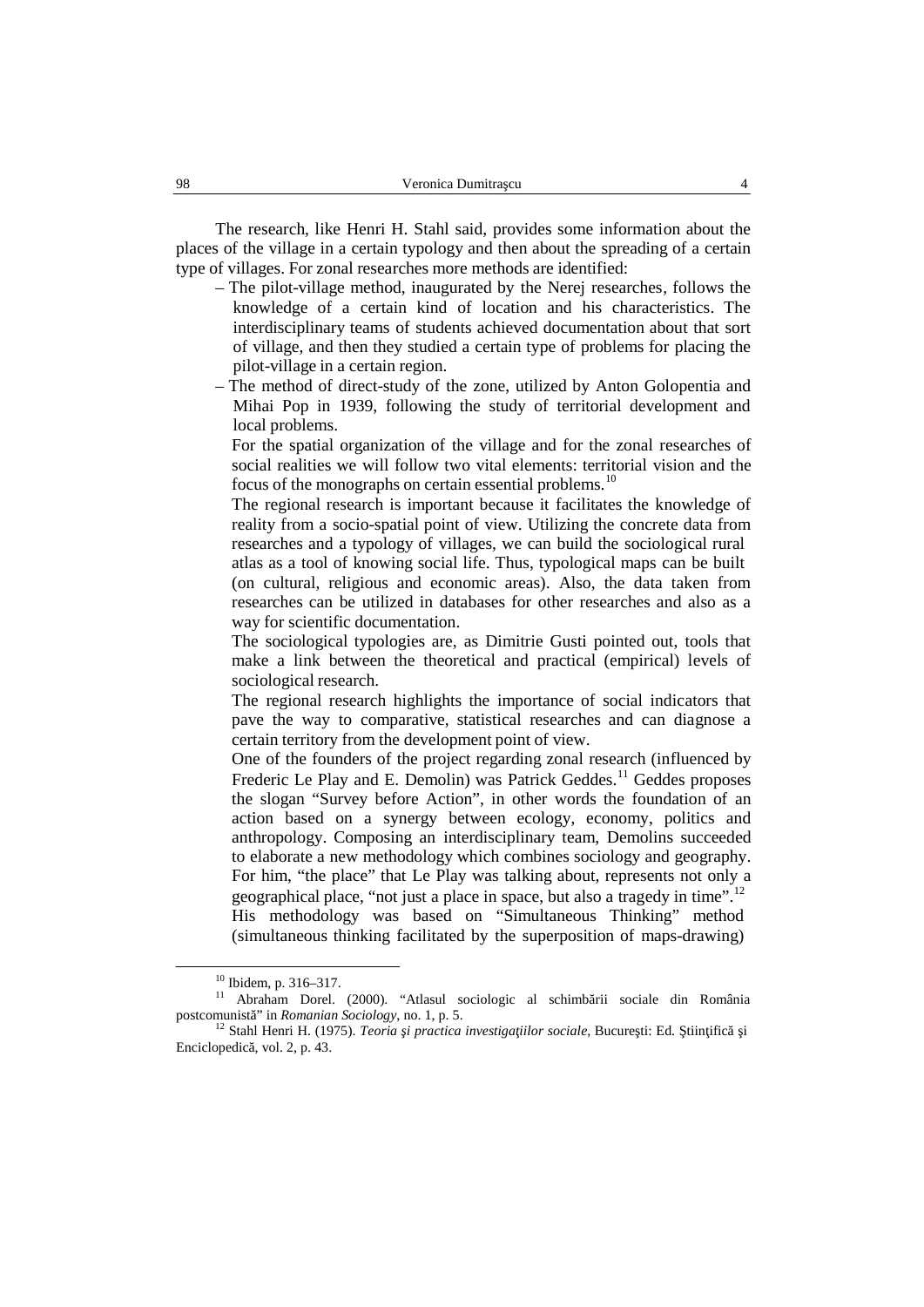The research, like Henri H. Stahl said, provides some information about the places of the village in a certain typology and then about the spreading of a certain type of villages. For zonal researches more methods are identified:

- The pilot-village method, inaugurated by the Nerej researches, follows the knowledge of a certain kind of location and his characteristics. The interdisciplinary teams of students achieved documentation about that sort of village, and then they studied a certain type of problems for placing the pilot-village in a certain region.
- The method of direct-study of the zone, utilized by Anton Golopentia and Mihai Pop in 1939, following the study of territorial development and local problems.

  For the spatial organization of the village and for the zonal researches of social realities we will follow two vital elements: territorial vision and the focus of the monographs on certain essential problems.[10]

  The regional research is important because it facilitates the knowledge of reality from a socio-spatial point of view. Utilizing the concrete data from researches and a typology of villages, we can build the sociological rural atlas as a tool of knowing social life. Thus, typological maps can be built (on cultural, religious and economic areas). Also, the data taken from researches can be utilized in databases for other researches and also as a way for scientific documentation.

  The sociological typologies are, as Dimitrie Gusti pointed out, tools that make a link between the theoretical and practical (empirical) levels of sociological research.

  The regional research highlights the importance of social indicators that pave the way to comparative, statistical researches and can diagnose a certain territory from the development point of view.

  One of the founders of the project regarding zonal research (influenced by Frederic Le Play and E. Demolin) was Patrick Geddes.[11] Geddes proposes the slogan "Survey before Action", in other words the foundation of an action based on a synergy between ecology, economy, politics and anthropology. Composing an interdisciplinary team, Demolins succeeded to elaborate a new methodology which combines sociology and geography. For him, "the place" that Le Play was talking about, represents not only a geographical place, "not just a place in space, but also a tragedy in time".[12] His methodology was based on "Simultaneous Thinking" method (simultaneous thinking facilitated by the superposition of maps-drawing)

---

[10] Ibidem, p. 316–317.

[11] Abraham Dorel. (2000). "Atlasul sociologic al schimbării sociale din România postcomunistă" in *Romanian Sociology*, no. 1, p. 5.

[12] Stahl Henri H. (1975). *Teoria şi practica investigaţiilor sociale*, Bucureşti: Ed. Ştiinţifică şi Enciclopedică, vol. 2, p. 43.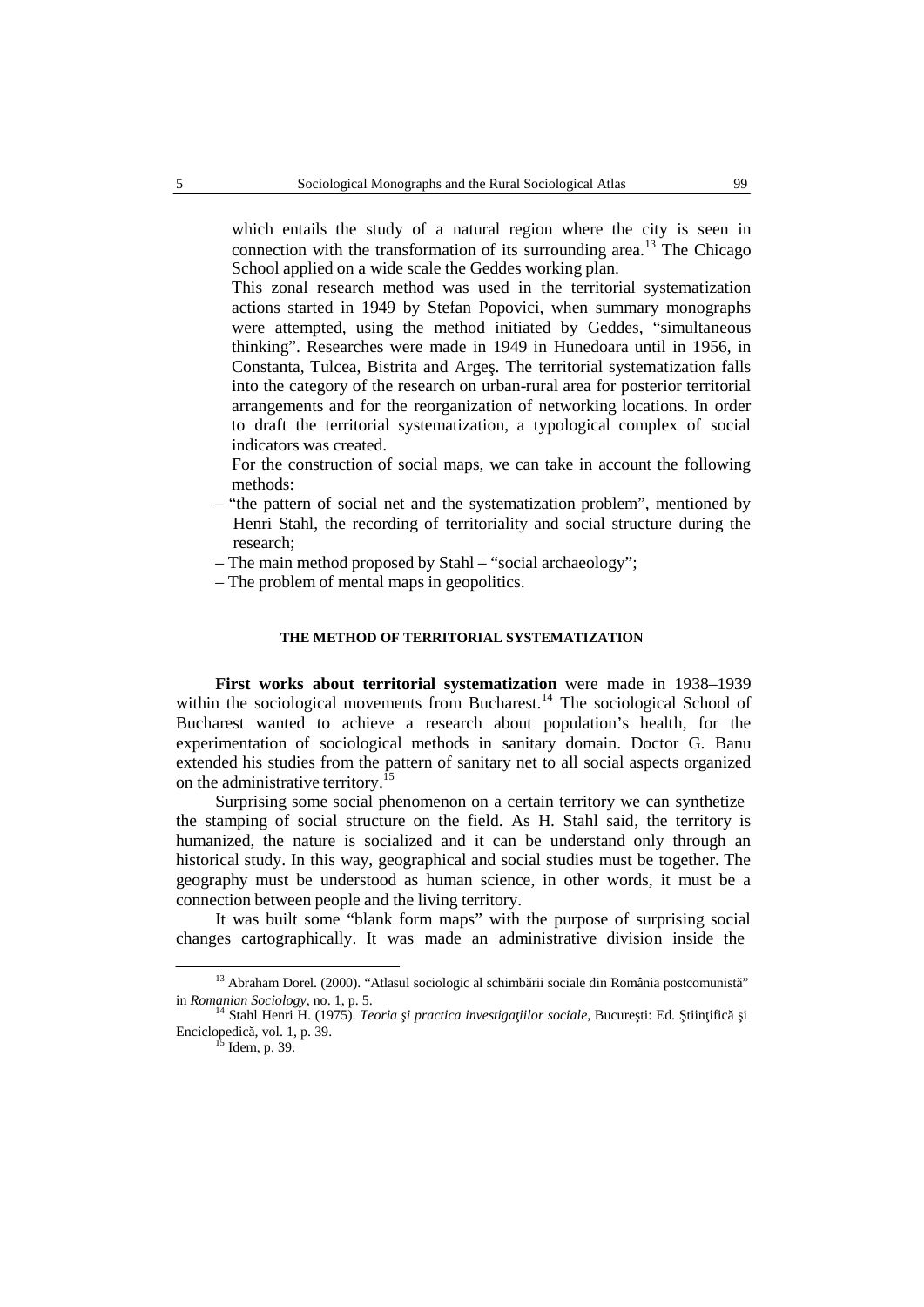which entails the study of a natural region where the city is seen in connection with the transformation of its surrounding area.[13] The Chicago School applied on a wide scale the Geddes working plan.

This zonal research method was used in the territorial systematization actions started in 1949 by Stefan Popovici, when summary monographs were attempted, using the method initiated by Geddes, "simultaneous thinking". Researches were made in 1949 in Hunedoara until in 1956, in Constanta, Tulcea, Bistrita and Argeş. The territorial systematization falls into the category of the research on urban-rural area for posterior territorial arrangements and for the reorganization of networking locations. In order to draft the territorial systematization, a typological complex of social indicators was created.

For the construction of social maps, we can take in account the following methods:

– "the pattern of social net and the systematization problem", mentioned by Henri Stahl, the recording of territoriality and social structure during the research;
– The main method proposed by Stahl – "social archaeology";
– The problem of mental maps in geopolitics.

## THE METHOD OF TERRITORIAL SYSTEMATIZATION

**First works about territorial systematization** were made in 1938–1939 within the sociological movements from Bucharest.[14] The sociological School of Bucharest wanted to achieve a research about population's health, for the experimentation of sociological methods in sanitary domain. Doctor G. Banu extended his studies from the pattern of sanitary net to all social aspects organized on the administrative territory.[15]

Surprising some social phenomenon on a certain territory we can synthetize the stamping of social structure on the field. As H. Stahl said, the territory is humanized, the nature is socialized and it can be understand only through an historical study. In this way, geographical and social studies must be together. The geography must be understood as human science, in other words, it must be a connection between people and the living territory.

It was built some "blank form maps" with the purpose of surprising social changes cartographically. It was made an administrative division inside the

---

[13] Abraham Dorel. (2000). "Atlasul sociologic al schimbării sociale din România postcomunistă" in *Romanian Sociology*, no. 1, p. 5.

[14] Stahl Henri H. (1975). *Teoria şi practica investigaţiilor sociale*, Bucureşti: Ed. Ştiinţifică şi Enciclopedică, vol. 1, p. 39.

[15] Idem, p. 39.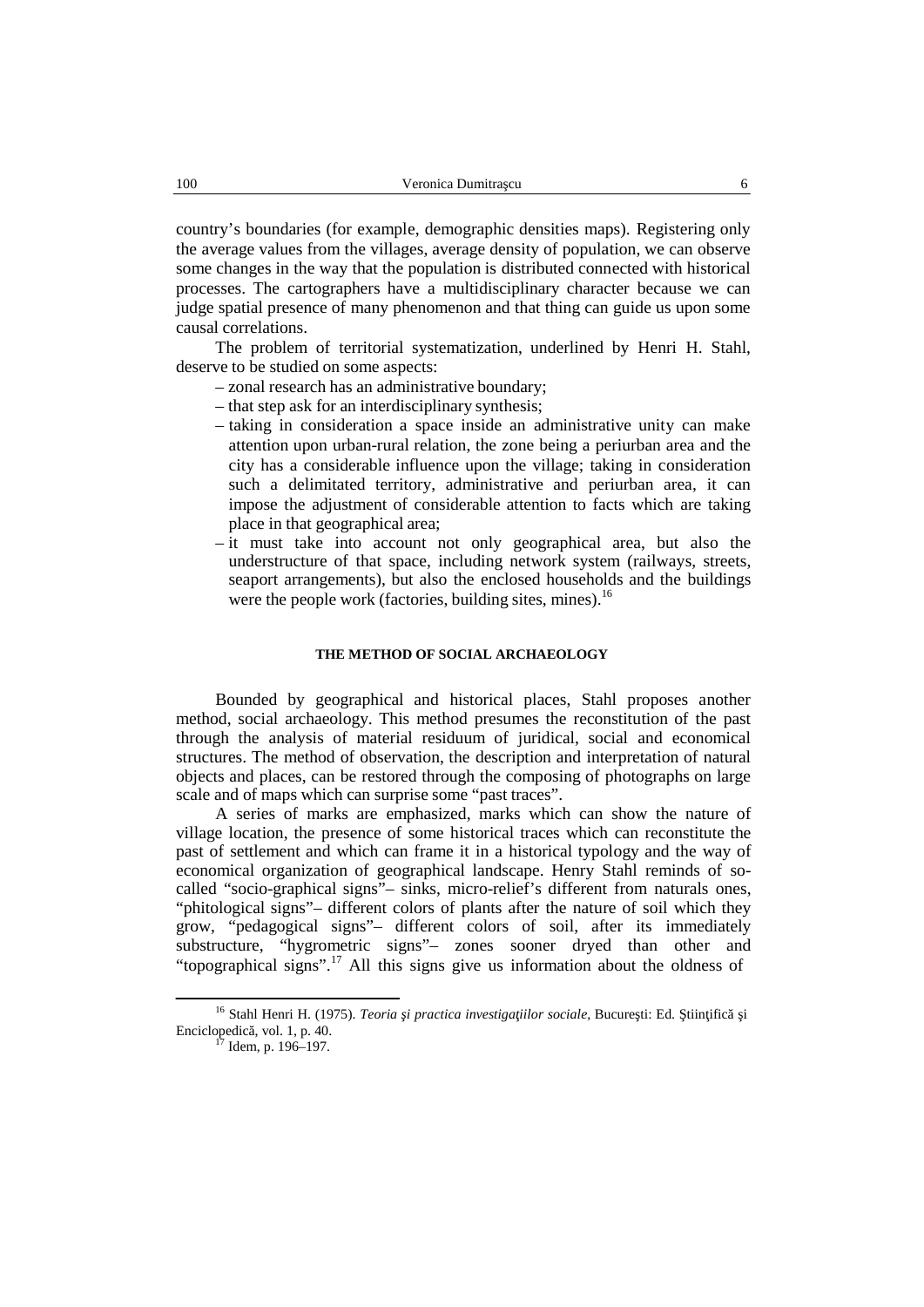country's boundaries (for example, demographic densities maps). Registering only the average values from the villages, average density of population, we can observe some changes in the way that the population is distributed connected with historical processes. The cartographers have a multidisciplinary character because we can judge spatial presence of many phenomenon and that thing can guide us upon some causal correlations.

The problem of territorial systematization, underlined by Henri H. Stahl, deserve to be studied on some aspects:

– zonal research has an administrative boundary;
– that step ask for an interdisciplinary synthesis;
– taking in consideration a space inside an administrative unity can make attention upon urban-rural relation, the zone being a periurban area and the city has a considerable influence upon the village; taking in consideration such a delimitated territory, administrative and periurban area, it can impose the adjustment of considerable attention to facts which are taking place in that geographical area;
– it must take into account not only geographical area, but also the understructure of that space, including network system (railways, streets, seaport arrangements), but also the enclosed households and the buildings were the people work (factories, building sites, mines).[16]

## THE METHOD OF SOCIAL ARCHAEOLOGY

Bounded by geographical and historical places, Stahl proposes another method, social archaeology. This method presumes the reconstitution of the past through the analysis of material residuum of juridical, social and economical structures. The method of observation, the description and interpretation of natural objects and places, can be restored through the composing of photographs on large scale and of maps which can surprise some "past traces".

A series of marks are emphasized, marks which can show the nature of village location, the presence of some historical traces which can reconstitute the past of settlement and which can frame it in a historical typology and the way of economical organization of geographical landscape. Henry Stahl reminds of so-called "socio-graphical signs"– sinks, micro-relief's different from naturals ones, "phitological signs"– different colors of plants after the nature of soil which they grow, "pedagogical signs"– different colors of soil, after its immediately substructure, "hygrometric signs"– zones sooner dryed than other and "topographical signs".[17] All this signs give us information about the oldness of

[16] Stahl Henri H. (1975). *Teoria şi practica investigaţiilor sociale*, Bucureşti: Ed. Ştiinţifică şi Enciclopedică, vol. 1, p. 40.

[17] Idem, p. 196–197.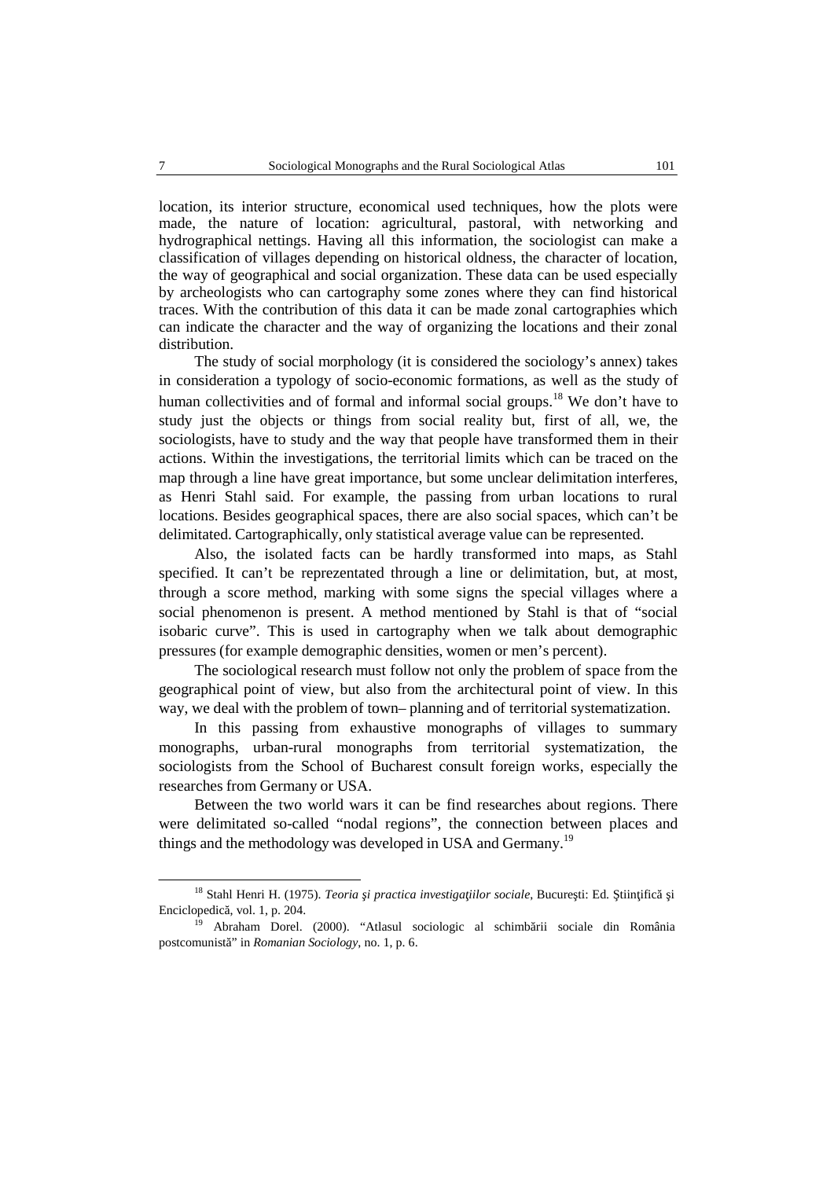location, its interior structure, economical used techniques, how the plots were made, the nature of location: agricultural, pastoral, with networking and hydrographical nettings. Having all this information, the sociologist can make a classification of villages depending on historical oldness, the character of location, the way of geographical and social organization. These data can be used especially by archeologists who can cartography some zones where they can find historical traces. With the contribution of this data it can be made zonal cartographies which can indicate the character and the way of organizing the locations and their zonal distribution.

The study of social morphology (it is considered the sociology's annex) takes in consideration a typology of socio-economic formations, as well as the study of human collectivities and of formal and informal social groups.[18] We don't have to study just the objects or things from social reality but, first of all, we, the sociologists, have to study and the way that people have transformed them in their actions. Within the investigations, the territorial limits which can be traced on the map through a line have great importance, but some unclear delimitation interferes, as Henri Stahl said. For example, the passing from urban locations to rural locations. Besides geographical spaces, there are also social spaces, which can't be delimitated. Cartographically, only statistical average value can be represented.

Also, the isolated facts can be hardly transformed into maps, as Stahl specified. It can't be reprezentated through a line or delimitation, but, at most, through a score method, marking with some signs the special villages where a social phenomenon is present. A method mentioned by Stahl is that of "social isobaric curve". This is used in cartography when we talk about demographic pressures (for example demographic densities, women or men's percent).

The sociological research must follow not only the problem of space from the geographical point of view, but also from the architectural point of view. In this way, we deal with the problem of town– planning and of territorial systematization.

In this passing from exhaustive monographs of villages to summary monographs, urban-rural monographs from territorial systematization, the sociologists from the School of Bucharest consult foreign works, especially the researches from Germany or USA.

Between the two world wars it can be find researches about regions. There were delimitated so-called "nodal regions", the connection between places and things and the methodology was developed in USA and Germany.[19]

---

[18] Stahl Henri H. (1975). *Teoria şi practica investigaţiilor sociale*, Bucureşti: Ed. Ştiinţifică şi Enciclopedică, vol. 1, p. 204.

[19] Abraham Dorel. (2000). "Atlasul sociologic al schimbării sociale din România postcomunistă" in *Romanian Sociology*, no. 1, p. 6.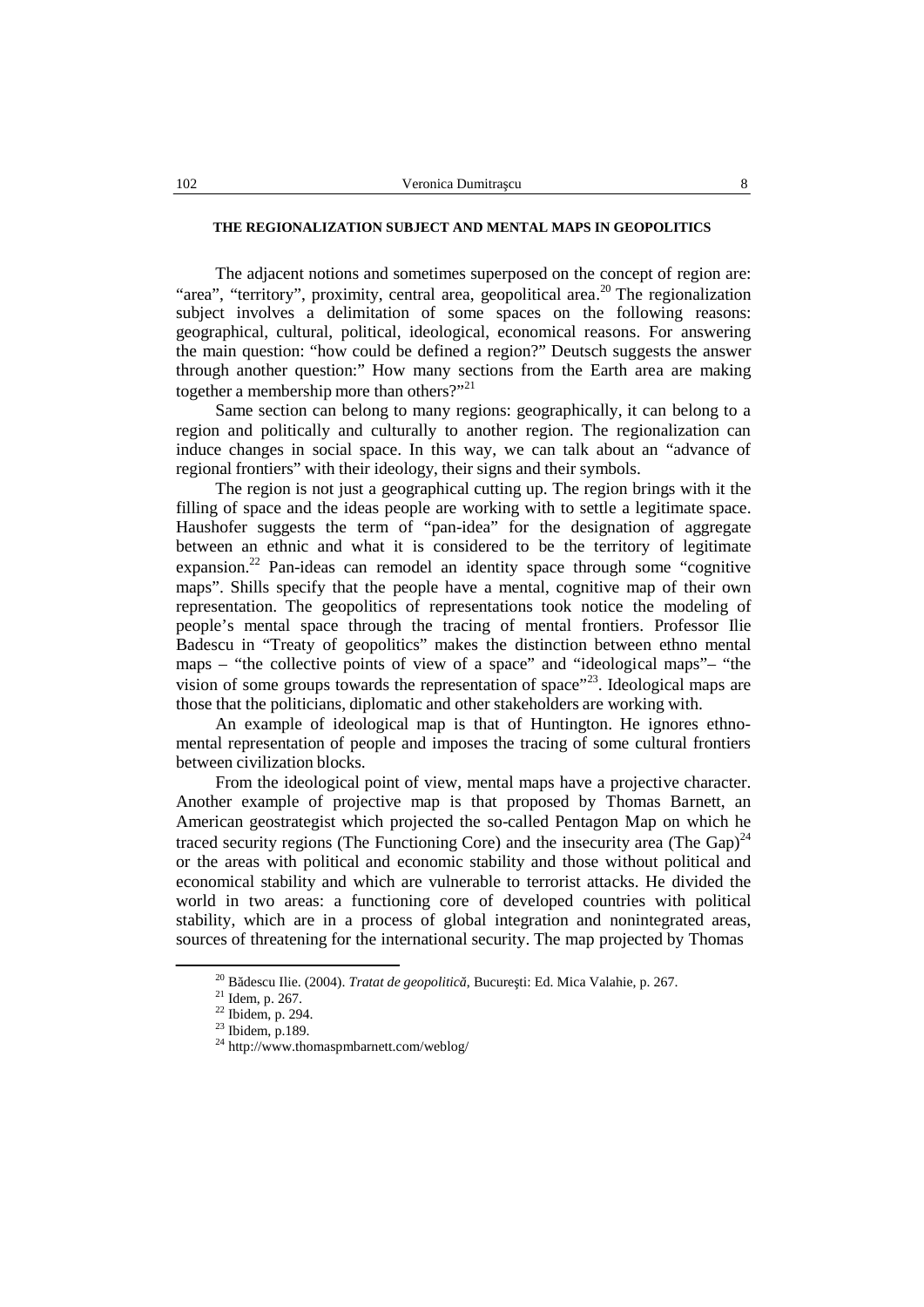## THE REGIONALIZATION SUBJECT AND MENTAL MAPS IN GEOPOLITICS

The adjacent notions and sometimes superposed on the concept of region are: "area", "territory", proximity, central area, geopolitical area.[20] The regionalization subject involves a delimitation of some spaces on the following reasons: geographical, cultural, political, ideological, economical reasons. For answering the main question: "how could be defined a region?" Deutsch suggests the answer through another question:" How many sections from the Earth area are making together a membership more than others?"[21]

Same section can belong to many regions: geographically, it can belong to a region and politically and culturally to another region. The regionalization can induce changes in social space. In this way, we can talk about an "advance of regional frontiers" with their ideology, their signs and their symbols.

The region is not just a geographical cutting up. The region brings with it the filling of space and the ideas people are working with to settle a legitimate space. Haushofer suggests the term of "pan-idea" for the designation of aggregate between an ethnic and what it is considered to be the territory of legitimate expansion.[22] Pan-ideas can remodel an identity space through some "cognitive maps". Shills specify that the people have a mental, cognitive map of their own representation. The geopolitics of representations took notice the modeling of people's mental space through the tracing of mental frontiers. Professor Ilie Badescu in "Treaty of geopolitics" makes the distinction between ethno mental maps – "the collective points of view of a space" and "ideological maps"– "the vision of some groups towards the representation of space"[23]. Ideological maps are those that the politicians, diplomatic and other stakeholders are working with.

An example of ideological map is that of Huntington. He ignores ethno-mental representation of people and imposes the tracing of some cultural frontiers between civilization blocks.

From the ideological point of view, mental maps have a projective character. Another example of projective map is that proposed by Thomas Barnett, an American geostrategist which projected the so-called Pentagon Map on which he traced security regions (The Functioning Core) and the insecurity area (The Gap)[24] or the areas with political and economic stability and those without political and economical stability and which are vulnerable to terrorist attacks. He divided the world in two areas: a functioning core of developed countries with political stability, which are in a process of global integration and nonintegrated areas, sources of threatening for the international security. The map projected by Thomas

---

[20] Bădescu Ilie. (2004). *Tratat de geopolitică*, Bucureşti: Ed. Mica Valahie, p. 267.

[21] Idem, p. 267.

[22] Ibidem, p. 294.

[23] Ibidem, p.189.

[24] http://www.thomaspmbarnett.com/weblog/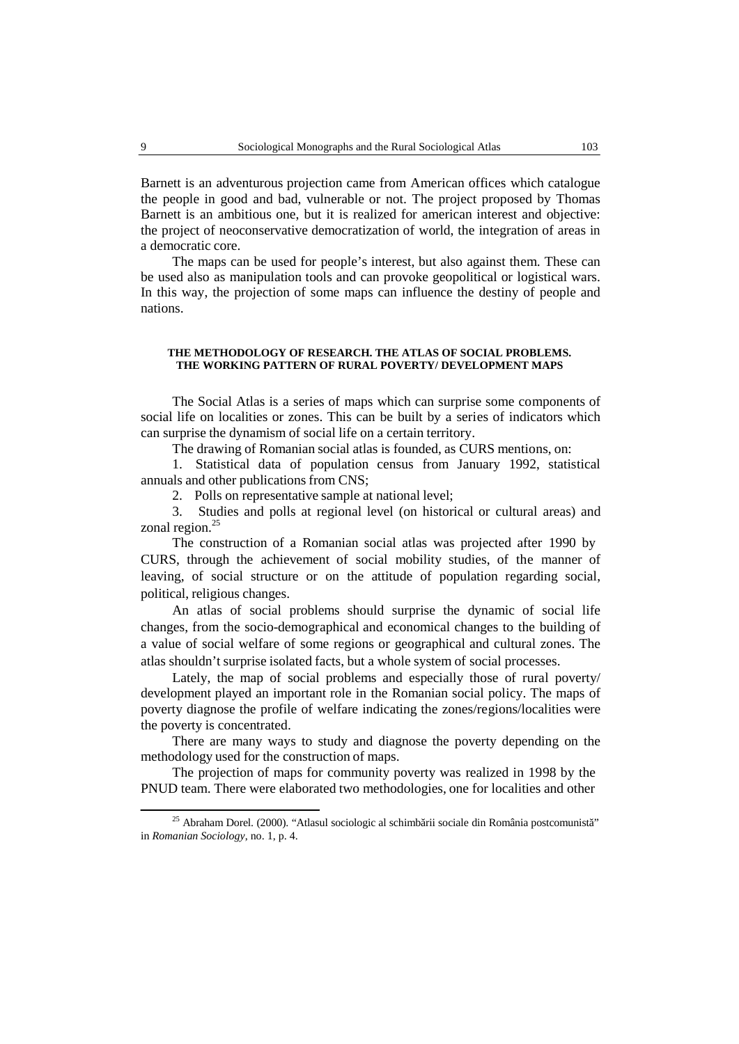Barnett is an adventurous projection came from American offices which catalogue the people in good and bad, vulnerable or not. The project proposed by Thomas Barnett is an ambitious one, but it is realized for american interest and objective: the project of neoconservative democratization of world, the integration of areas in a democratic core.

The maps can be used for people's interest, but also against them. These can be used also as manipulation tools and can provoke geopolitical or logistical wars. In this way, the projection of some maps can influence the destiny of people and nations.

#### THE METHODOLOGY OF RESEARCH. THE ATLAS OF SOCIAL PROBLEMS. THE WORKING PATTERN OF RURAL POVERTY/ DEVELOPMENT MAPS

The Social Atlas is a series of maps which can surprise some components of social life on localities or zones. This can be built by a series of indicators which can surprise the dynamism of social life on a certain territory.

The drawing of Romanian social atlas is founded, as CURS mentions, on:

1. Statistical data of population census from January 1992, statistical annuals and other publications from CNS;
2. Polls on representative sample at national level;
3. Studies and polls at regional level (on historical or cultural areas) and zonal region.[25]

The construction of a Romanian social atlas was projected after 1990 by CURS, through the achievement of social mobility studies, of the manner of leaving, of social structure or on the attitude of population regarding social, political, religious changes.

An atlas of social problems should surprise the dynamic of social life changes, from the socio-demographical and economical changes to the building of a value of social welfare of some regions or geographical and cultural zones. The atlas shouldn't surprise isolated facts, but a whole system of social processes.

Lately, the map of social problems and especially those of rural poverty/ development played an important role in the Romanian social policy. The maps of poverty diagnose the profile of welfare indicating the zones/regions/localities were the poverty is concentrated.

There are many ways to study and diagnose the poverty depending on the methodology used for the construction of maps.

The projection of maps for community poverty was realized in 1998 by the PNUD team. There were elaborated two methodologies, one for localities and other

[25] Abraham Dorel. (2000). "Atlasul sociologic al schimbării sociale din România postcomunistă" in *Romanian Sociology*, no. 1, p. 4.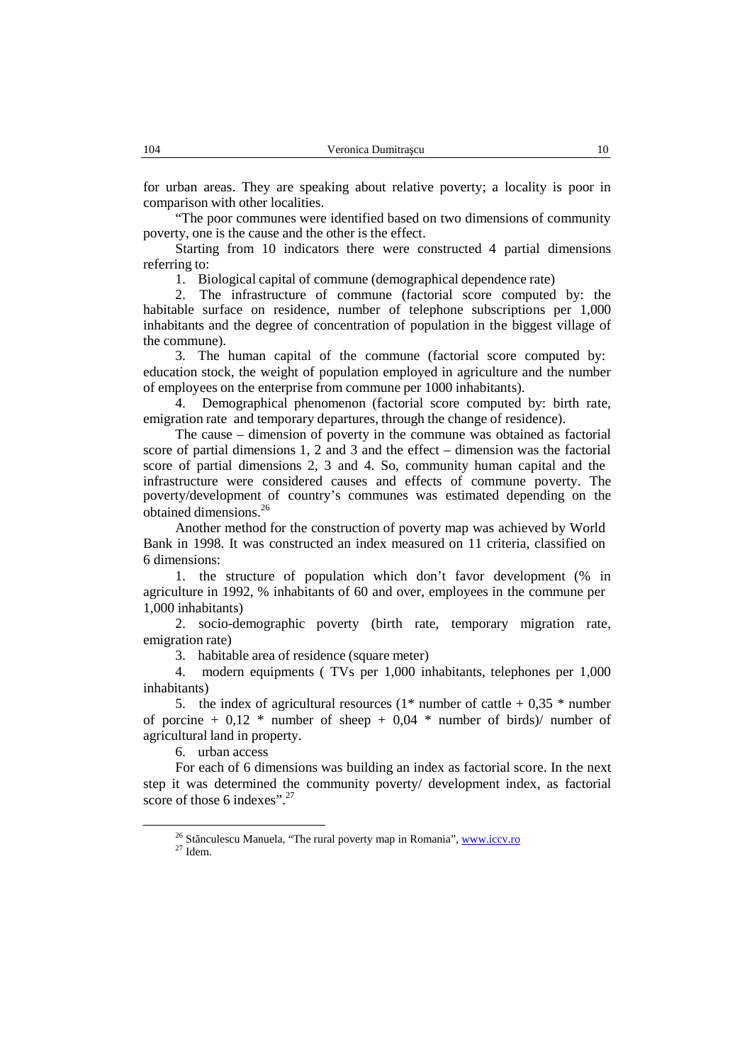for urban areas. They are speaking about relative poverty; a locality is poor in comparison with other localities.

"The poor communes were identified based on two dimensions of community poverty, one is the cause and the other is the effect.

Starting from 10 indicators there were constructed 4 partial dimensions referring to:

1. Biological capital of commune (demographical dependence rate)
2. The infrastructure of commune (factorial score computed by: the habitable surface on residence, number of telephone subscriptions per 1,000 inhabitants and the degree of concentration of population in the biggest village of the commune).
3. The human capital of the commune (factorial score computed by: education stock, the weight of population employed in agriculture and the number of employees on the enterprise from commune per 1000 inhabitants).
4. Demographical phenomenon (factorial score computed by: birth rate, emigration rate and temporary departures, through the change of residence).

The cause – dimension of poverty in the commune was obtained as factorial score of partial dimensions 1, 2 and 3 and the effect – dimension was the factorial score of partial dimensions 2, 3 and 4. So, community human capital and the infrastructure were considered causes and effects of commune poverty. The poverty/development of country's communes was estimated depending on the obtained dimensions.[26]

Another method for the construction of poverty map was achieved by World Bank in 1998. It was constructed an index measured on 11 criteria, classified on 6 dimensions:

1. the structure of population which don't favor development (% in agriculture in 1992, % inhabitants of 60 and over, employees in the commune per 1,000 inhabitants)
2. socio-demographic poverty (birth rate, temporary migration rate, emigration rate)
3. habitable area of residence (square meter)
4. modern equipments ( TVs per 1,000 inhabitants, telephones per 1,000 inhabitants)
5. the index of agricultural resources (1* number of cattle + 0,35 * number of porcine + 0,12 * number of sheep + 0,04 * number of birds)/ number of agricultural land in property.
6. urban access

For each of 6 dimensions was building an index as factorial score. In the next step it was determined the community poverty/ development index, as factorial score of those 6 indexes".[27]

---

[26] Stănculescu Manuela, "The rural poverty map in Romania", www.iccv.ro

[27] Idem.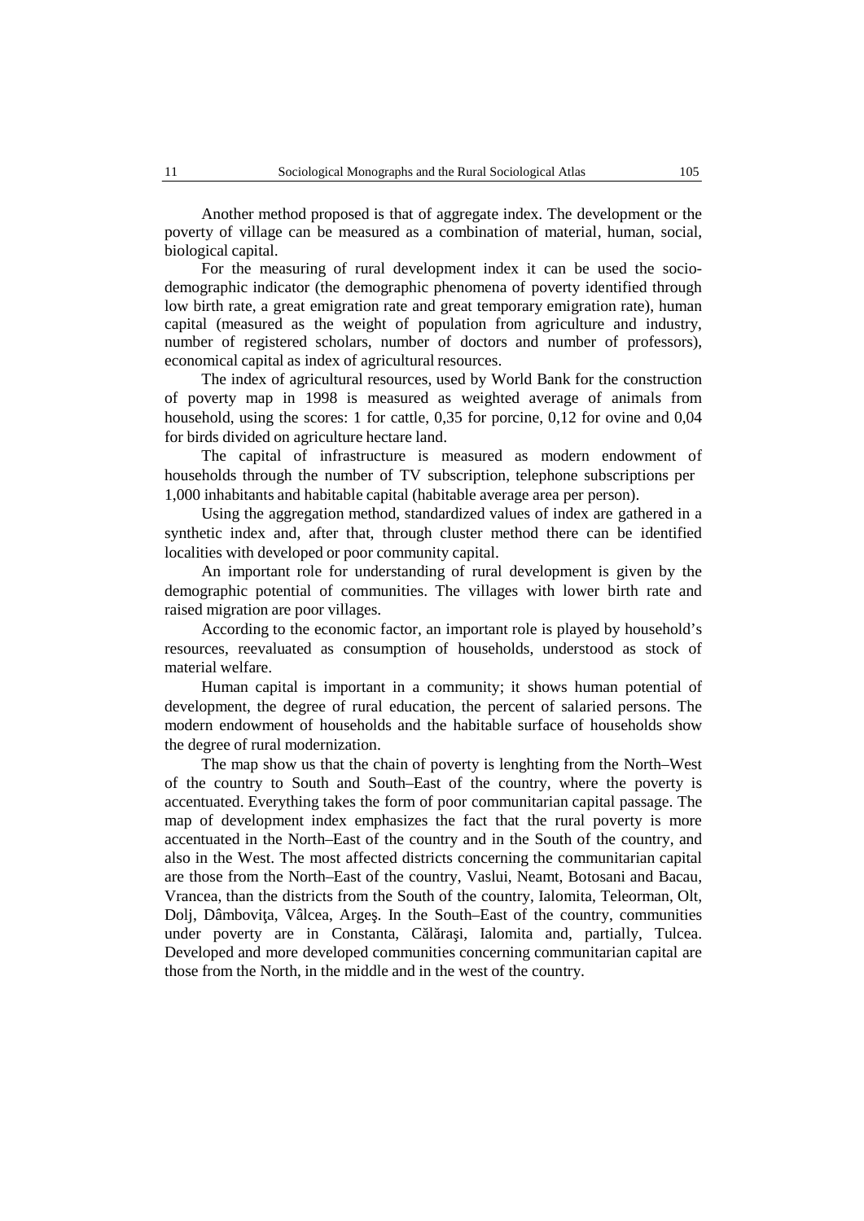Another method proposed is that of aggregate index. The development or the poverty of village can be measured as a combination of material, human, social, biological capital.

For the measuring of rural development index it can be used the socio-demographic indicator (the demographic phenomena of poverty identified through low birth rate, a great emigration rate and great temporary emigration rate), human capital (measured as the weight of population from agriculture and industry, number of registered scholars, number of doctors and number of professors), economical capital as index of agricultural resources.

The index of agricultural resources, used by World Bank for the construction of poverty map in 1998 is measured as weighted average of animals from household, using the scores: 1 for cattle, 0,35 for porcine, 0,12 for ovine and 0,04 for birds divided on agriculture hectare land.

The capital of infrastructure is measured as modern endowment of households through the number of TV subscription, telephone subscriptions per 1,000 inhabitants and habitable capital (habitable average area per person).

Using the aggregation method, standardized values of index are gathered in a synthetic index and, after that, through cluster method there can be identified localities with developed or poor community capital.

An important role for understanding of rural development is given by the demographic potential of communities. The villages with lower birth rate and raised migration are poor villages.

According to the economic factor, an important role is played by household's resources, reevaluated as consumption of households, understood as stock of material welfare.

Human capital is important in a community; it shows human potential of development, the degree of rural education, the percent of salaried persons. The modern endowment of households and the habitable surface of households show the degree of rural modernization.

The map show us that the chain of poverty is lenghting from the North–West of the country to South and South–East of the country, where the poverty is accentuated. Everything takes the form of poor communitarian capital passage. The map of development index emphasizes the fact that the rural poverty is more accentuated in the North–East of the country and in the South of the country, and also in the West. The most affected districts concerning the communitarian capital are those from the North–East of the country, Vaslui, Neamt, Botosani and Bacau, Vrancea, than the districts from the South of the country, Ialomita, Teleorman, Olt, Dolj, Dâmboviţa, Vâlcea, Argeş. In the South–East of the country, communities under poverty are in Constanta, Călăraşi, Ialomita and, partially, Tulcea. Developed and more developed communities concerning communitarian capital are those from the North, in the middle and in the west of the country.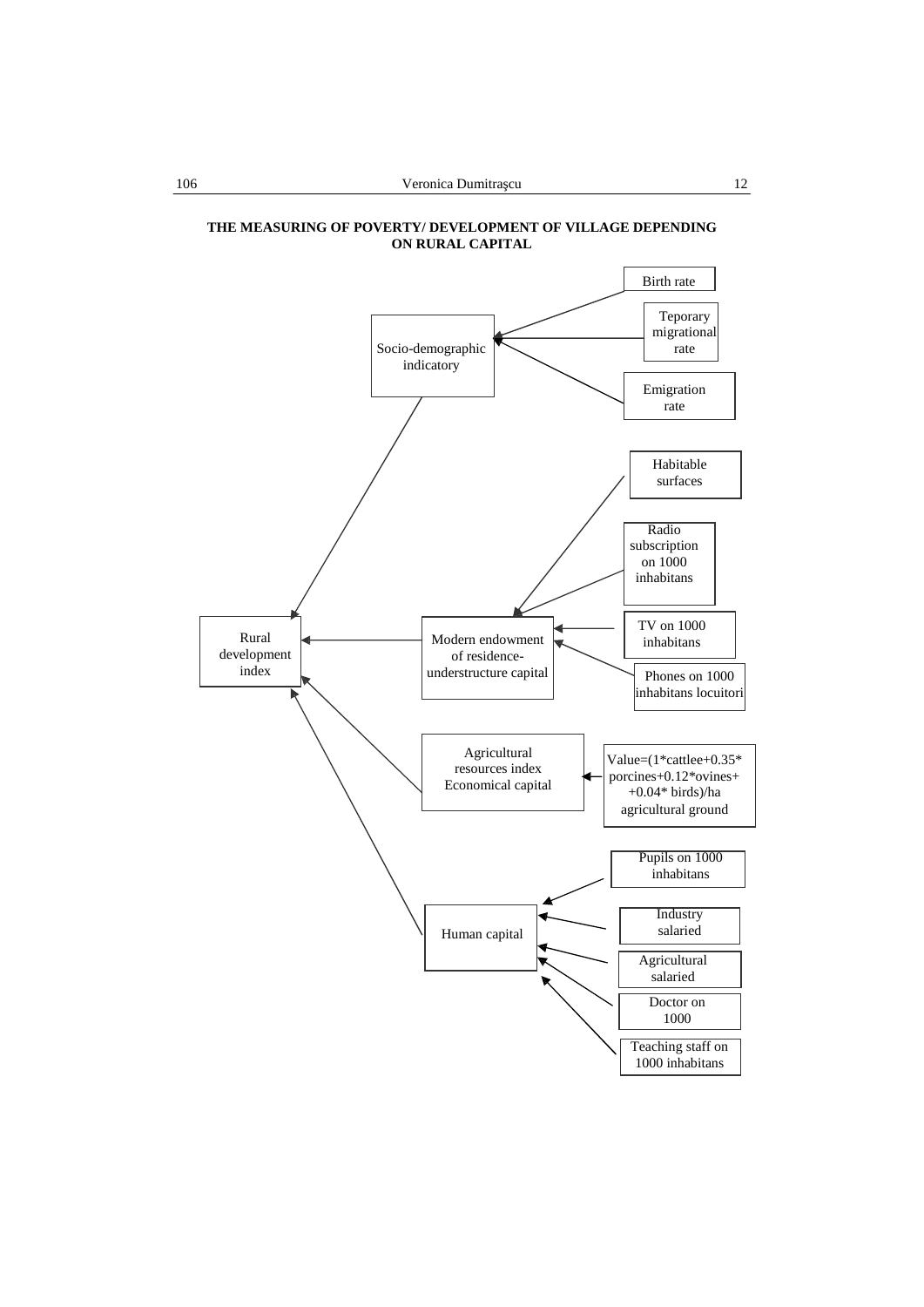**THE MEASURING OF POVERTY/ DEVELOPMENT OF VILLAGE DEPENDING ON RURAL CAPITAL**

Birth rate

Teporary migrational rate

Emigration rate

Socio-demographic indicatory

Habitable surfaces

Radio subscription on 1000 inhabitans

TV on 1000 inhabitans

Phones on 1000 inhabitans locuitori

Rural development index

Modern endowment of residence-understructure capital

Agricultural resources index Economical capital

Value=(1\*cattlee+0.35\* porcines+0.12\*ovines+ +0.04\* birds)/ha agricultural ground

Pupils on 1000 inhabitans

Human capital

Industry salaried

Agricultural salaried

Doctor on 1000

Teaching staff on 1000 inhabitans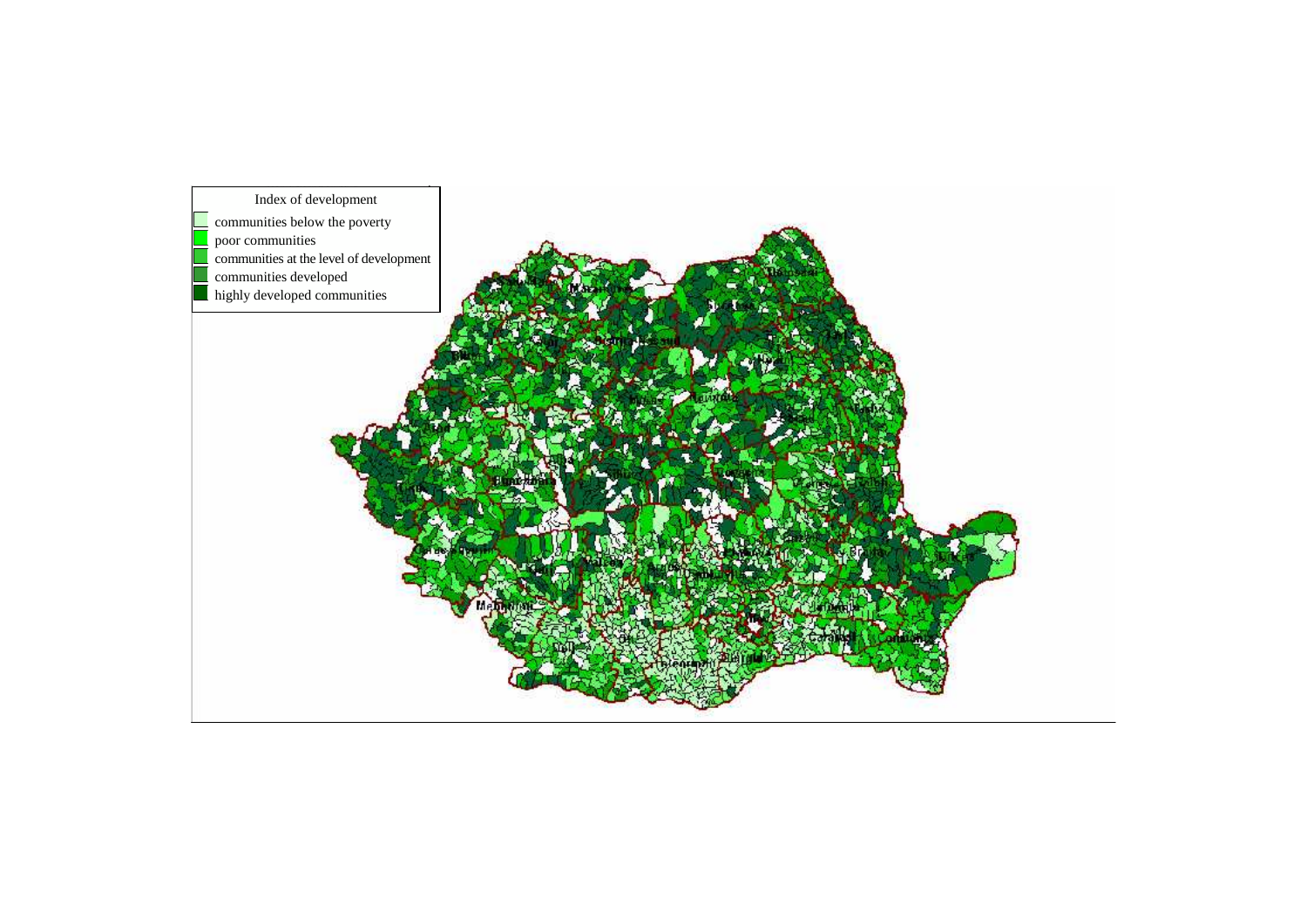Index of development

- communities below the poverty
- poor communities
- communities at the level of development
- communities developed
- highly developed communities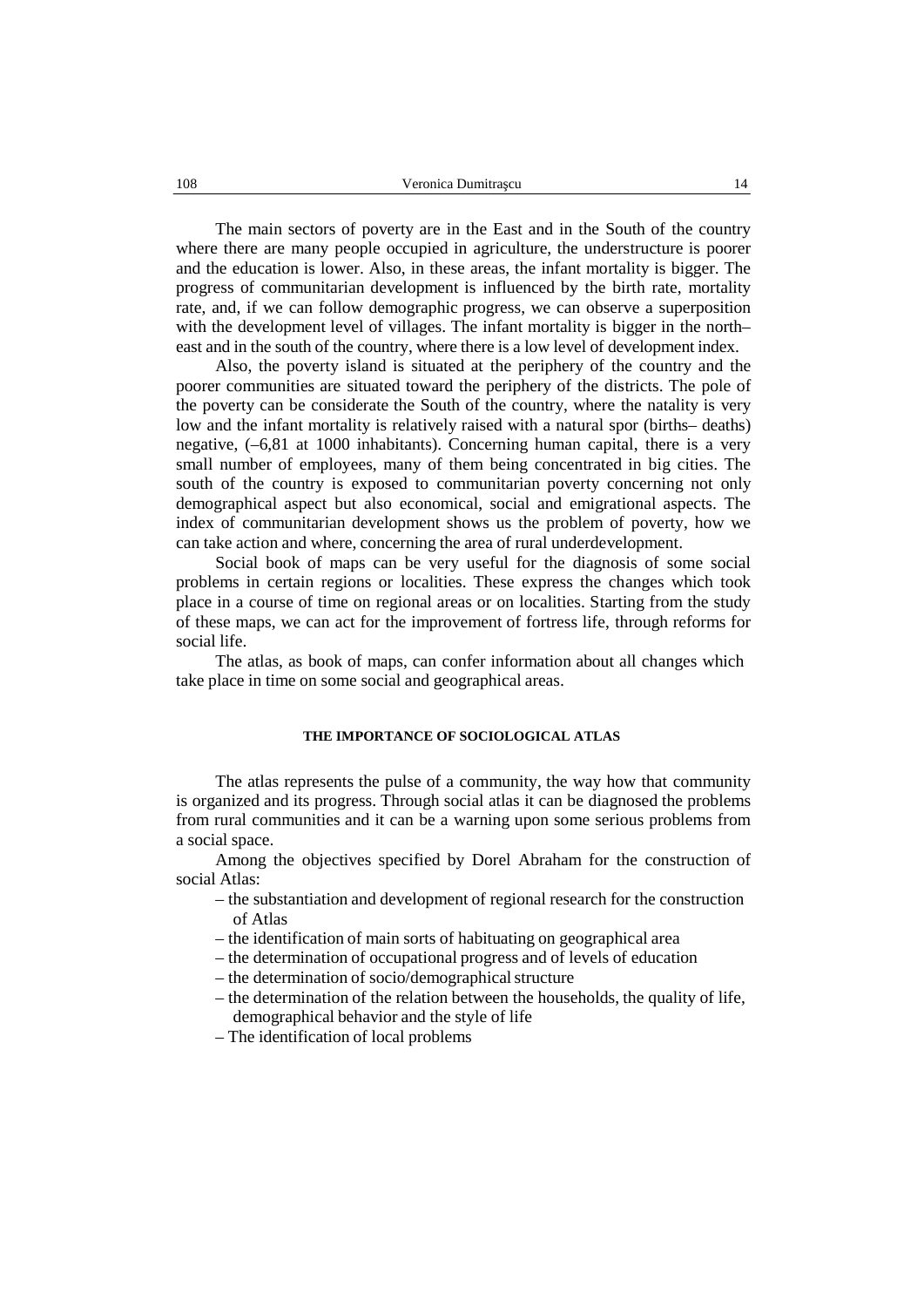The main sectors of poverty are in the East and in the South of the country where there are many people occupied in agriculture, the understructure is poorer and the education is lower. Also, in these areas, the infant mortality is bigger. The progress of communitarian development is influenced by the birth rate, mortality rate, and, if we can follow demographic progress, we can observe a superposition with the development level of villages. The infant mortality is bigger in the north–east and in the south of the country, where there is a low level of development index.

Also, the poverty island is situated at the periphery of the country and the poorer communities are situated toward the periphery of the districts. The pole of the poverty can be considerate the South of the country, where the natality is very low and the infant mortality is relatively raised with a natural spor (births– deaths) negative, (–6,81 at 1000 inhabitants). Concerning human capital, there is a very small number of employees, many of them being concentrated in big cities. The south of the country is exposed to communitarian poverty concerning not only demographical aspect but also economical, social and emigrational aspects. The index of communitarian development shows us the problem of poverty, how we can take action and where, concerning the area of rural underdevelopment.

Social book of maps can be very useful for the diagnosis of some social problems in certain regions or localities. These express the changes which took place in a course of time on regional areas or on localities. Starting from the study of these maps, we can act for the improvement of fortress life, through reforms for social life.

The atlas, as book of maps, can confer information about all changes which take place in time on some social and geographical areas.

## THE IMPORTANCE OF SOCIOLOGICAL ATLAS

The atlas represents the pulse of a community, the way how that community is organized and its progress. Through social atlas it can be diagnosed the problems from rural communities and it can be a warning upon some serious problems from a social space.

Among the objectives specified by Dorel Abraham for the construction of social Atlas:

– the substantiation and development of regional research for the construction of Atlas
– the identification of main sorts of habituating on geographical area
– the determination of occupational progress and of levels of education
– the determination of socio/demographical structure
– the determination of the relation between the households, the quality of life, demographical behavior and the style of life
– The identification of local problems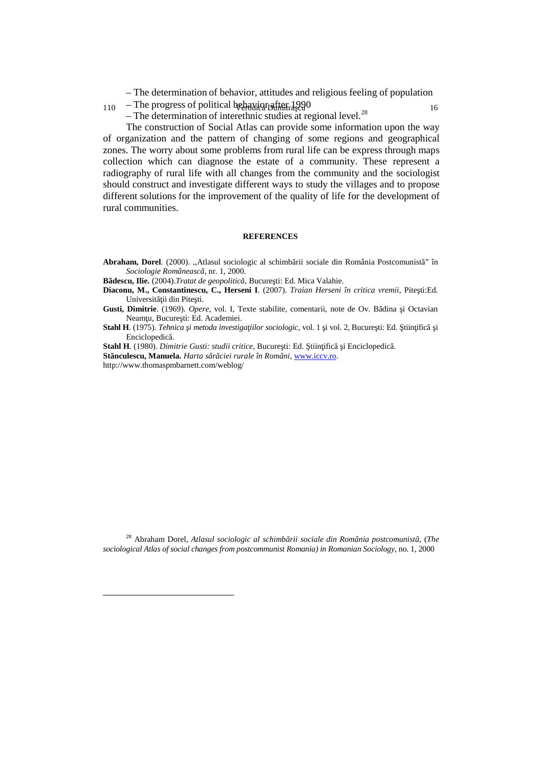– The determination of behavior, attitudes and religious feeling of population

– The progress of political behavior after 1990

– The determination of interethnic studies at regional level.[28]

The construction of Social Atlas can provide some information upon the way of organization and the pattern of changing of some regions and geographical zones. The worry about some problems from rural life can be express through maps collection which can diagnose the estate of a community. These represent a radiography of rural life with all changes from the community and the sociologist should construct and investigate different ways to study the villages and to propose different solutions for the improvement of the quality of life for the development of rural communities.

## REFERENCES

**Abraham, Dorel**. (2000). „Atlasul sociologic al schimbării sociale din România Postcomunistă" în *Sociologie Românească*, nr. 1, 2000.

**Bădescu, Ilie.** (2004).*Tratat de geopolitică*, Bucureşti: Ed. Mica Valahie.

**Diaconu, M., Constantinescu, C., Herseni I**. (2007). *Traian Herseni în critica vremii*, Piteşti:Ed. Universităţii din Piteşti.

**Gusti, Dimitrie**. (1969). *Opere*, vol. I, Texte stabilite, comentarii, note de Ov. Bădina şi Octavian Neamţu, Bucureşti: Ed. Academiei.

**Stahl H**. (1975). *Tehnica şi metoda investigaţiilor sociologic*, vol. 1 şi vol. 2, Bucureşti: Ed. Ştiinţifică şi Enciclopedică.

**Stahl H**. (1980). *Dimitrie Gusti: studii critice*, Bucureşti: Ed. Ştiinţifică şi Enciclopedică.

**Stănculescu, Manuela.** *Harta sărăciei rurale în Români*, www.iccv.ro.

http://www.thomaspmbarnett.com/weblog/

---

[28] Abraham Dorel, *Atlasul sociologic al schimbării sociale din România postcomunistă*, (*The sociological Atlas of social changes from postcommunist Romania) in Romanian Sociology*, no. 1, 2000